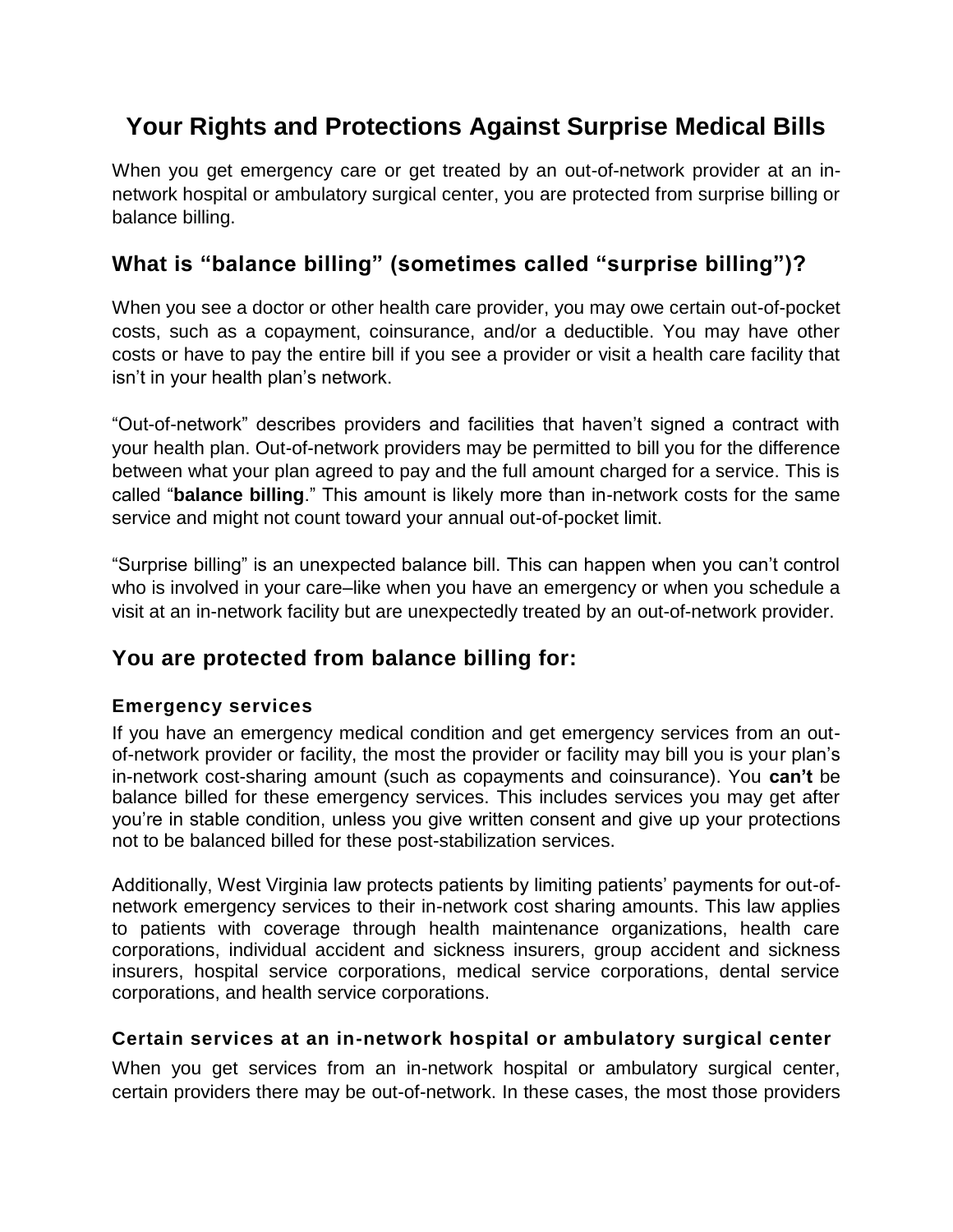# Your Rights and Protections Against Surprise Medical Bills

When you get emergency care or get treated by an out-of-network provider at an in-network hospital or ambulatory surgical center, you are protected from surprise billing or balance billing.

## What is "balance billing" (sometimes called "surprise billing")?

When you see a doctor or other health care provider, you may owe certain out-of-pocket costs, such as a copayment, coinsurance, and/or a deductible. You may have other costs or have to pay the entire bill if you see a provider or visit a health care facility that isn't in your health plan's network.

"Out-of-network" describes providers and facilities that haven't signed a contract with your health plan. Out-of-network providers may be permitted to bill you for the difference between what your plan agreed to pay and the full amount charged for a service. This is called "**balance billing**." This amount is likely more than in-network costs for the same service and might not count toward your annual out-of-pocket limit.

"Surprise billing" is an unexpected balance bill. This can happen when you can't control who is involved in your care–like when you have an emergency or when you schedule a visit at an in-network facility but are unexpectedly treated by an out-of-network provider.

## You are protected from balance billing for:

### Emergency services

If you have an emergency medical condition and get emergency services from an out-of-network provider or facility, the most the provider or facility may bill you is your plan's in-network cost-sharing amount (such as copayments and coinsurance). You **can't** be balance billed for these emergency services. This includes services you may get after you're in stable condition, unless you give written consent and give up your protections not to be balanced billed for these post-stabilization services.

Additionally, West Virginia law protects patients by limiting patients' payments for out-of-network emergency services to their in-network cost sharing amounts. This law applies to patients with coverage through health maintenance organizations, health care corporations, individual accident and sickness insurers, group accident and sickness insurers, hospital service corporations, medical service corporations, dental service corporations, and health service corporations.

### Certain services at an in-network hospital or ambulatory surgical center

When you get services from an in-network hospital or ambulatory surgical center, certain providers there may be out-of-network. In these cases, the most those providers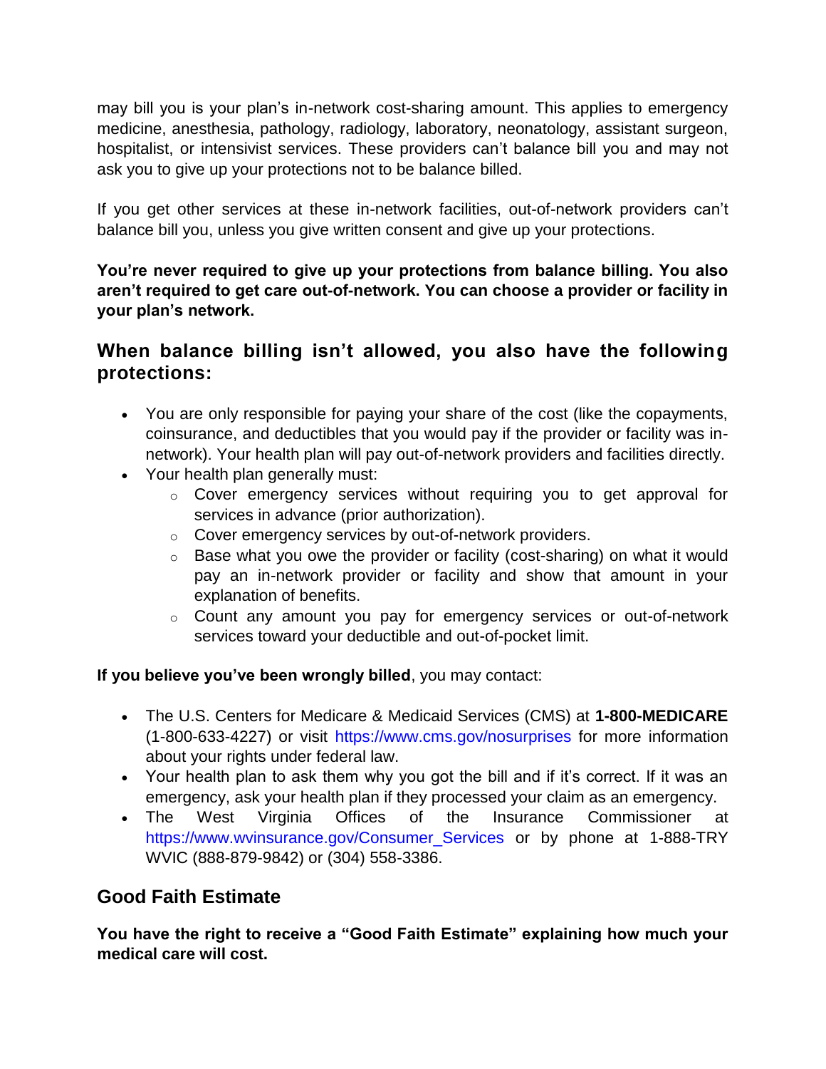may bill you is your plan's in-network cost-sharing amount. This applies to emergency medicine, anesthesia, pathology, radiology, laboratory, neonatology, assistant surgeon, hospitalist, or intensivist services. These providers can't balance bill you and may not ask you to give up your protections not to be balance billed.

If you get other services at these in-network facilities, out-of-network providers can't balance bill you, unless you give written consent and give up your protections.

**You're never required to give up your protections from balance billing. You also aren't required to get care out-of-network. You can choose a provider or facility in your plan's network.**

## When balance billing isn't allowed, you also have the following protections:

- You are only responsible for paying your share of the cost (like the copayments, coinsurance, and deductibles that you would pay if the provider or facility was in-network). Your health plan will pay out-of-network providers and facilities directly.
- Your health plan generally must:
    - Cover emergency services without requiring you to get approval for services in advance (prior authorization).
    - Cover emergency services by out-of-network providers.
    - Base what you owe the provider or facility (cost-sharing) on what it would pay an in-network provider or facility and show that amount in your explanation of benefits.
    - Count any amount you pay for emergency services or out-of-network services toward your deductible and out-of-pocket limit.

**If you believe you've been wrongly billed**, you may contact:

- The U.S. Centers for Medicare & Medicaid Services (CMS) at **1-800-MEDICARE** (1-800-633-4227) or visit https://www.cms.gov/nosurprises for more information about your rights under federal law.
- Your health plan to ask them why you got the bill and if it's correct. If it was an emergency, ask your health plan if they processed your claim as an emergency.
- The West Virginia Offices of the Insurance Commissioner at https://www.wvinsurance.gov/Consumer_Services or by phone at 1-888-TRY WVIC (888-879-9842) or (304) 558-3386.

## Good Faith Estimate

**You have the right to receive a "Good Faith Estimate" explaining how much your medical care will cost.**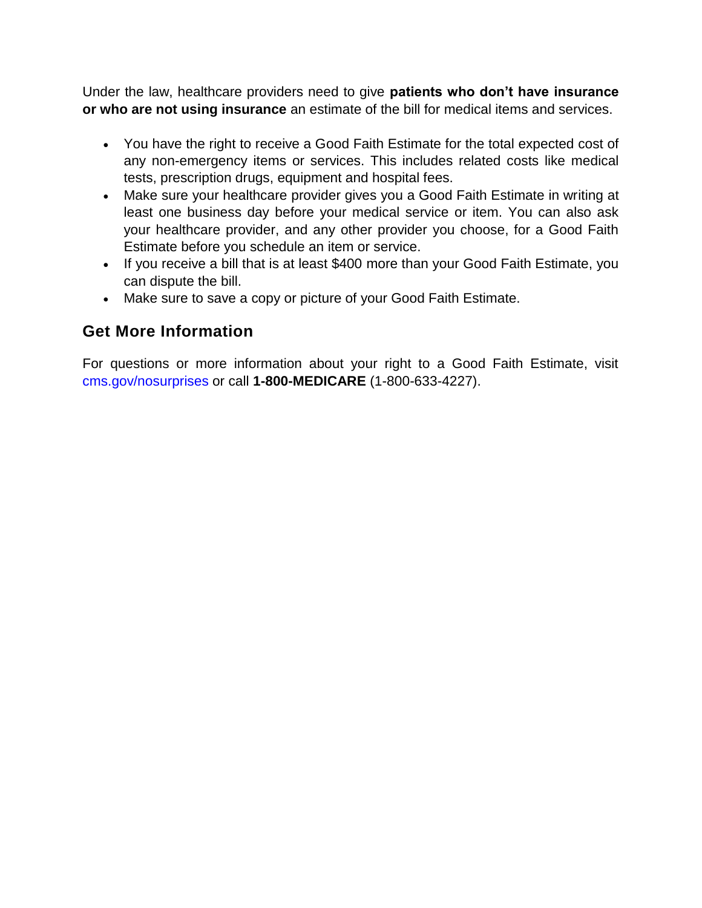Under the law, healthcare providers need to give **patients who don’t have insurance or who are not using insurance** an estimate of the bill for medical items and services.

- You have the right to receive a Good Faith Estimate for the total expected cost of any non-emergency items or services. This includes related costs like medical tests, prescription drugs, equipment and hospital fees.
- Make sure your healthcare provider gives you a Good Faith Estimate in writing at least one business day before your medical service or item. You can also ask your healthcare provider, and any other provider you choose, for a Good Faith Estimate before you schedule an item or service.
- If you receive a bill that is at least $400 more than your Good Faith Estimate, you can dispute the bill.
- Make sure to save a copy or picture of your Good Faith Estimate.

## Get More Information

For questions or more information about your right to a Good Faith Estimate, visit cms.gov/nosurprises or call **1-800-MEDICARE** (1-800-633-4227).